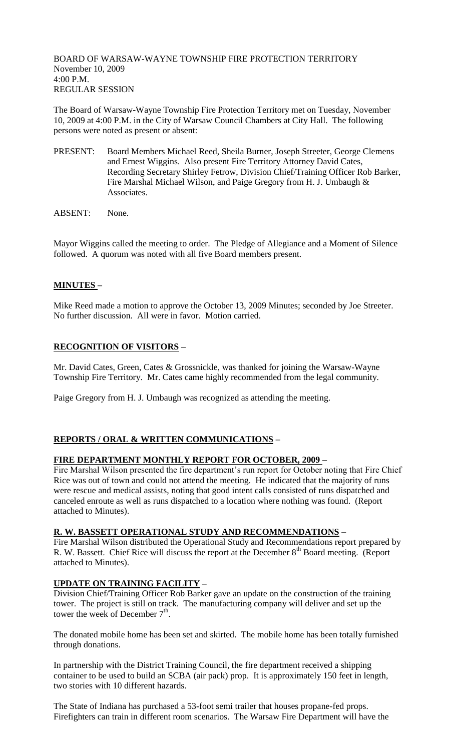BOARD OF WARSAW-WAYNE TOWNSHIP FIRE PROTECTION TERRITORY
November 10, 2009
4:00 P.M.
REGULAR SESSION

The Board of Warsaw-Wayne Township Fire Protection Territory met on Tuesday, November 10, 2009 at 4:00 P.M. in the City of Warsaw Council Chambers at City Hall. The following persons were noted as present or absent:

PRESENT: Board Members Michael Reed, Sheila Burner, Joseph Streeter, George Clemens and Ernest Wiggins. Also present Fire Territory Attorney David Cates, Recording Secretary Shirley Fetrow, Division Chief/Training Officer Rob Barker, Fire Marshal Michael Wilson, and Paige Gregory from H. J. Umbaugh & Associates.

ABSENT: None.

Mayor Wiggins called the meeting to order. The Pledge of Allegiance and a Moment of Silence followed. A quorum was noted with all five Board members present.

## **MINUTES –**

Mike Reed made a motion to approve the October 13, 2009 Minutes; seconded by Joe Streeter. No further discussion. All were in favor. Motion carried.

## **RECOGNITION OF VISITORS –**

Mr. David Cates, Green, Cates & Grossnickle, was thanked for joining the Warsaw-Wayne Township Fire Territory. Mr. Cates came highly recommended from the legal community.

Paige Gregory from H. J. Umbaugh was recognized as attending the meeting.

## **REPORTS / ORAL & WRITTEN COMMUNICATIONS –**

### **FIRE DEPARTMENT MONTHLY REPORT FOR OCTOBER, 2009 –**

Fire Marshal Wilson presented the fire department's run report for October noting that Fire Chief Rice was out of town and could not attend the meeting. He indicated that the majority of runs were rescue and medical assists, noting that good intent calls consisted of runs dispatched and canceled enroute as well as runs dispatched to a location where nothing was found. (Report attached to Minutes).

### **R. W. BASSETT OPERATIONAL STUDY AND RECOMMENDATIONS –**

Fire Marshal Wilson distributed the Operational Study and Recommendations report prepared by R. W. Bassett. Chief Rice will discuss the report at the December 8th Board meeting. (Report attached to Minutes).

### **UPDATE ON TRAINING FACILITY –**

Division Chief/Training Officer Rob Barker gave an update on the construction of the training tower. The project is still on track. The manufacturing company will deliver and set up the tower the week of December 7th.

The donated mobile home has been set and skirted. The mobile home has been totally furnished through donations.

In partnership with the District Training Council, the fire department received a shipping container to be used to build an SCBA (air pack) prop. It is approximately 150 feet in length, two stories with 10 different hazards.

The State of Indiana has purchased a 53-foot semi trailer that houses propane-fed props. Firefighters can train in different room scenarios. The Warsaw Fire Department will have the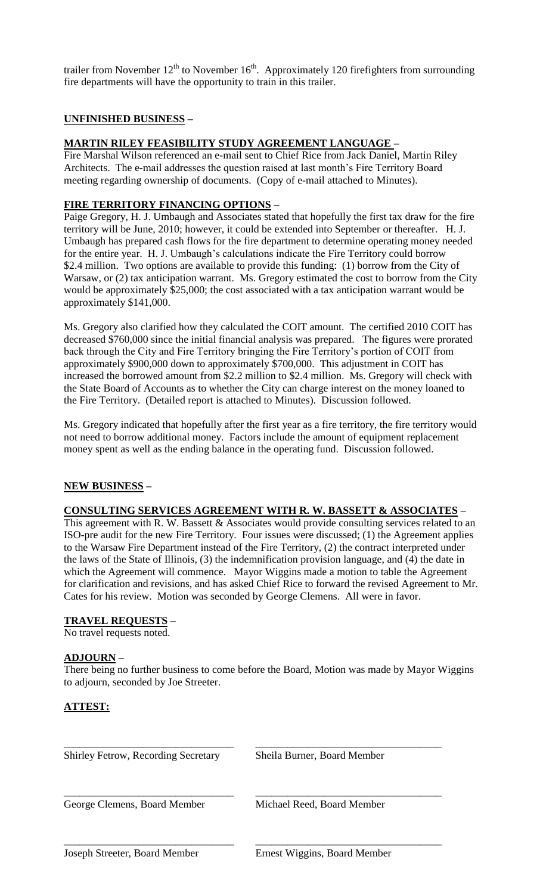trailer from November 12th to November 16th. Approximately 120 firefighters from surrounding fire departments will have the opportunity to train in this trailer.

## UNFINISHED BUSINESS –

### MARTIN RILEY FEASIBILITY STUDY AGREEMENT LANGUAGE –

Fire Marshal Wilson referenced an e-mail sent to Chief Rice from Jack Daniel, Martin Riley Architects. The e-mail addresses the question raised at last month's Fire Territory Board meeting regarding ownership of documents. (Copy of e-mail attached to Minutes).

### FIRE TERRITORY FINANCING OPTIONS –

Paige Gregory, H. J. Umbaugh and Associates stated that hopefully the first tax draw for the fire territory will be June, 2010; however, it could be extended into September or thereafter. H. J. Umbaugh has prepared cash flows for the fire department to determine operating money needed for the entire year. H. J. Umbaugh's calculations indicate the Fire Territory could borrow $2.4 million. Two options are available to provide this funding: (1) borrow from the City of Warsaw, or (2) tax anticipation warrant. Ms. Gregory estimated the cost to borrow from the City would be approximately $25,000; the cost associated with a tax anticipation warrant would be approximately $141,000.

Ms. Gregory also clarified how they calculated the COIT amount. The certified 2010 COIT has decreased $760,000 since the initial financial analysis was prepared. The figures were prorated back through the City and Fire Territory bringing the Fire Territory's portion of COIT from approximately $900,000 down to approximately $700,000. This adjustment in COIT has increased the borrowed amount from $2.2 million to $2.4 million. Ms. Gregory will check with the State Board of Accounts as to whether the City can charge interest on the money loaned to the Fire Territory. (Detailed report is attached to Minutes). Discussion followed.

Ms. Gregory indicated that hopefully after the first year as a fire territory, the fire territory would not need to borrow additional money. Factors include the amount of equipment replacement money spent as well as the ending balance in the operating fund. Discussion followed.

## NEW BUSINESS –

### CONSULTING SERVICES AGREEMENT WITH R. W. BASSETT & ASSOCIATES –

This agreement with R. W. Bassett & Associates would provide consulting services related to an ISO-pre audit for the new Fire Territory. Four issues were discussed; (1) the Agreement applies to the Warsaw Fire Department instead of the Fire Territory, (2) the contract interpreted under the laws of the State of Illinois, (3) the indemnification provision language, and (4) the date in which the Agreement will commence. Mayor Wiggins made a motion to table the Agreement for clarification and revisions, and has asked Chief Rice to forward the revised Agreement to Mr. Cates for his review. Motion was seconded by George Clemens. All were in favor.

### TRAVEL REQUESTS –

No travel requests noted.

## ADJOURN –

There being no further business to come before the Board, Motion was made by Mayor Wiggins to adjourn, seconded by Joe Streeter.

## ATTEST:

| | |
|---|---|
| Shirley Fetrow, Recording Secretary | Sheila Burner, Board Member |
| George Clemens, Board Member | Michael Reed, Board Member |
| Joseph Streeter, Board Member | Ernest Wiggins, Board Member |